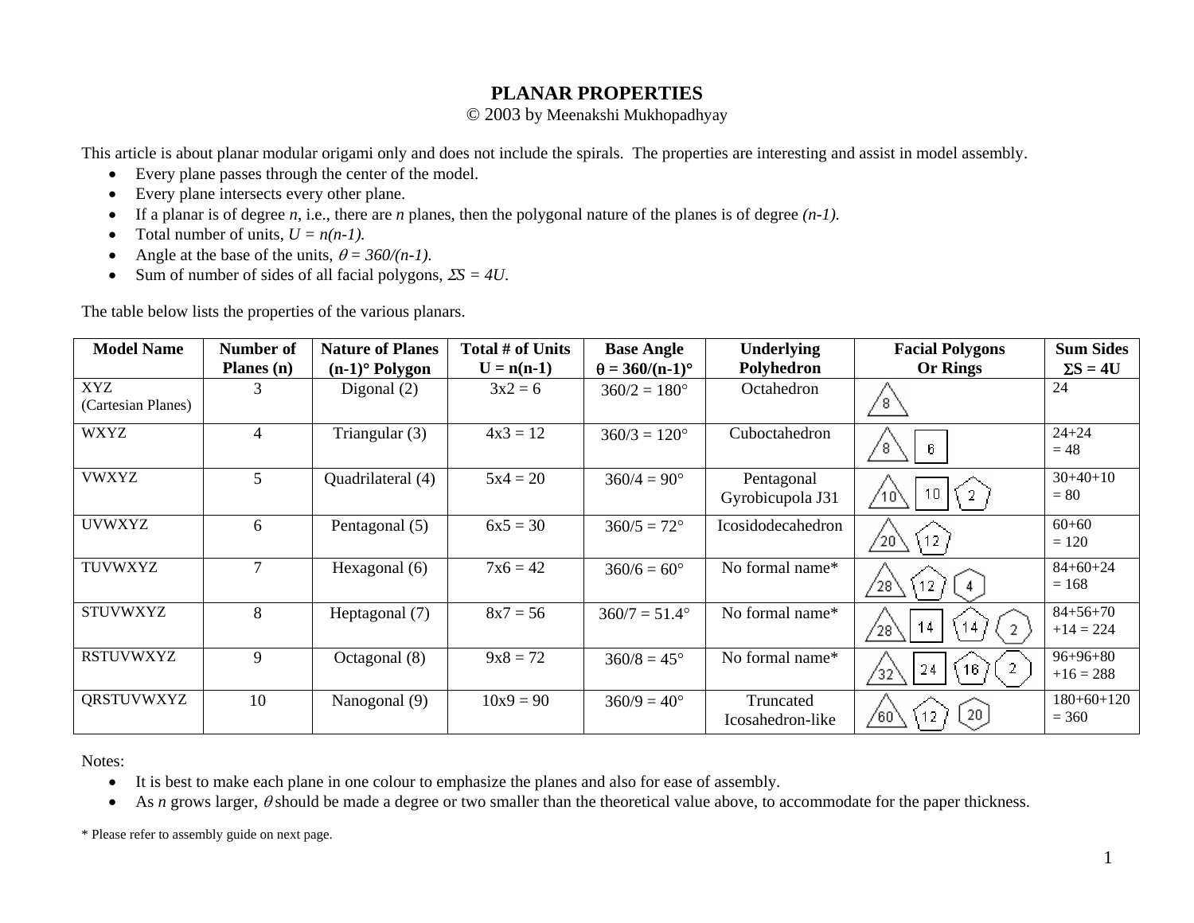# PLANAR PROPERTIES

© 2003 by Meenakshi Mukhopadhyay

This article is about planar modular origami only and does not include the spirals. The properties are interesting and assist in model assembly.

- Every plane passes through the center of the model.
- Every plane intersects every other plane.
- If a planar is of degree *n*, i.e., there are *n* planes, then the polygonal nature of the planes is of degree *(n-1)*.
- Total number of units, $U = n(n-1)$.
- Angle at the base of the units, $\theta = 360/(n-1)$.
- Sum of number of sides of all facial polygons, $\Sigma S = 4U$.

The table below lists the properties of the various planars.

| Model Name | Number of Planes (n) | Nature of Planes (n-1)° Polygon | Total # of Units U = n(n-1) | Base Angle $\theta = 360/(n-1)°$ | Underlying Polyhedron | Facial Polygons Or Rings | Sum Sides $\Sigma S = 4U$ |
|---|---|---|---|---|---|---|---|
| XYZ (Cartesian Planes) | 3 | Digonal (2) | 3x2 = 6 | 360/2 = 180° | Octahedron | Triangle: 8 | 24 |
| WXYZ | 4 | Triangular (3) | 4x3 = 12 | 360/3 = 120° | Cuboctahedron | Triangle: 8, Square: 6 | 24+24 = 48 |
| VWXYZ | 5 | Quadrilateral (4) | 5x4 = 20 | 360/4 = 90° | Pentagonal Gyrobicupola J31 | Triangle: 10, Square: 10, Pentagon: 2 | 30+40+10 = 80 |
| UVWXYZ | 6 | Pentagonal (5) | 6x5 = 30 | 360/5 = 72° | Icosidodecahedron | Triangle: 20, Pentagon: 12 | 60+60 = 120 |
| TUVWXYZ | 7 | Hexagonal (6) | 7x6 = 42 | 360/6 = 60° | No formal name* | Triangle: 28, Pentagon: 12, Hexagon: 4 | 84+60+24 = 168 |
| STUVWXYZ | 8 | Heptagonal (7) | 8x7 = 56 | 360/7 = 51.4° | No formal name* | Triangle: 28, Square: 14, Pentagon: 14, Heptagon: 2 | 84+56+70 +14 = 224 |
| RSTUVWXYZ | 9 | Octagonal (8) | 9x8 = 72 | 360/8 = 45° | No formal name* | Triangle: 32, Square: 24, Pentagon: 16, Octagon: 2 | 96+96+80 +16 = 288 |
| QRSTUVWXYZ | 10 | Nanogonal (9) | 10x9 = 90 | 360/9 = 40° | Truncated Icosahedron-like | Triangle: 60, Pentagon: 12, Hexagon: 20 | 180+60+120 = 360 |

Notes:

- It is best to make each plane in one colour to emphasize the planes and also for ease of assembly.
- As *n* grows larger, $\theta$ should be made a degree or two smaller than the theoretical value above, to accommodate for the paper thickness.

\* Please refer to assembly guide on next page.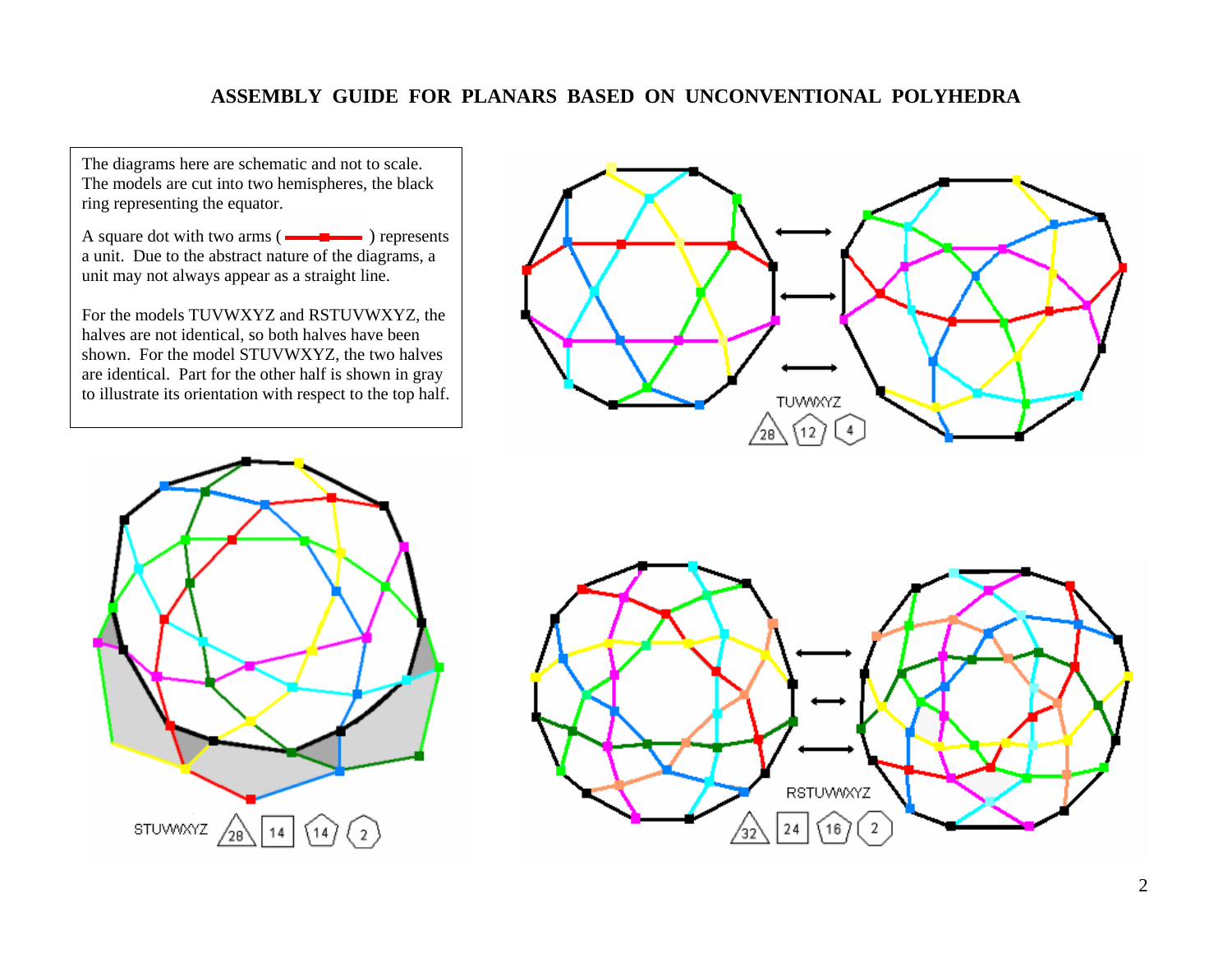# ASSEMBLY GUIDE FOR PLANARS BASED ON UNCONVENTIONAL POLYHEDRA

The diagrams here are schematic and not to scale. The models are cut into two hemispheres, the black ring representing the equator.

A square dot with two arms ( ) represents a unit. Due to the abstract nature of the diagrams, a unit may not always appear as a straight line.

For the models TUVWXYZ and RSTUVWXYZ, the halves are not identical, so both halves have been shown. For the model STUVWXYZ, the two halves are identical. Part for the other half is shown in gray to illustrate its orientation with respect to the top half.

TUVWXYZ
28 12 4

STUVWXYZ
28 14 14 2

RSTUVWXYZ
32 24 16 2